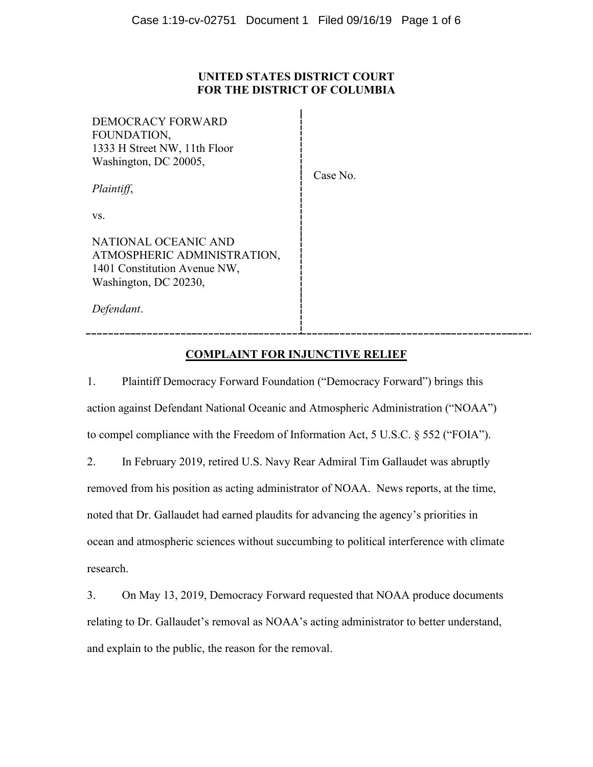# UNITED STATES DISTRICT COURT
# FOR THE DISTRICT OF COLUMBIA

| | |
|---|---|
| DEMOCRACY FORWARD FOUNDATION,<br>1333 H Street NW, 11th Floor<br>Washington, DC 20005,<br><br>*Plaintiff*,<br><br>vs.<br><br>NATIONAL OCEANIC AND ATMOSPHERIC ADMINISTRATION,<br>1401 Constitution Avenue NW,<br>Washington, DC 20230,<br><br>*Defendant*. | Case No. |

## **COMPLAINT FOR INJUNCTIVE RELIEF**

1. Plaintiff Democracy Forward Foundation ("Democracy Forward") brings this action against Defendant National Oceanic and Atmospheric Administration ("NOAA") to compel compliance with the Freedom of Information Act, 5 U.S.C. § 552 ("FOIA").

2. In February 2019, retired U.S. Navy Rear Admiral Tim Gallaudet was abruptly removed from his position as acting administrator of NOAA. News reports, at the time, noted that Dr. Gallaudet had earned plaudits for advancing the agency's priorities in ocean and atmospheric sciences without succumbing to political interference with climate research.

3. On May 13, 2019, Democracy Forward requested that NOAA produce documents relating to Dr. Gallaudet's removal as NOAA's acting administrator to better understand, and explain to the public, the reason for the removal.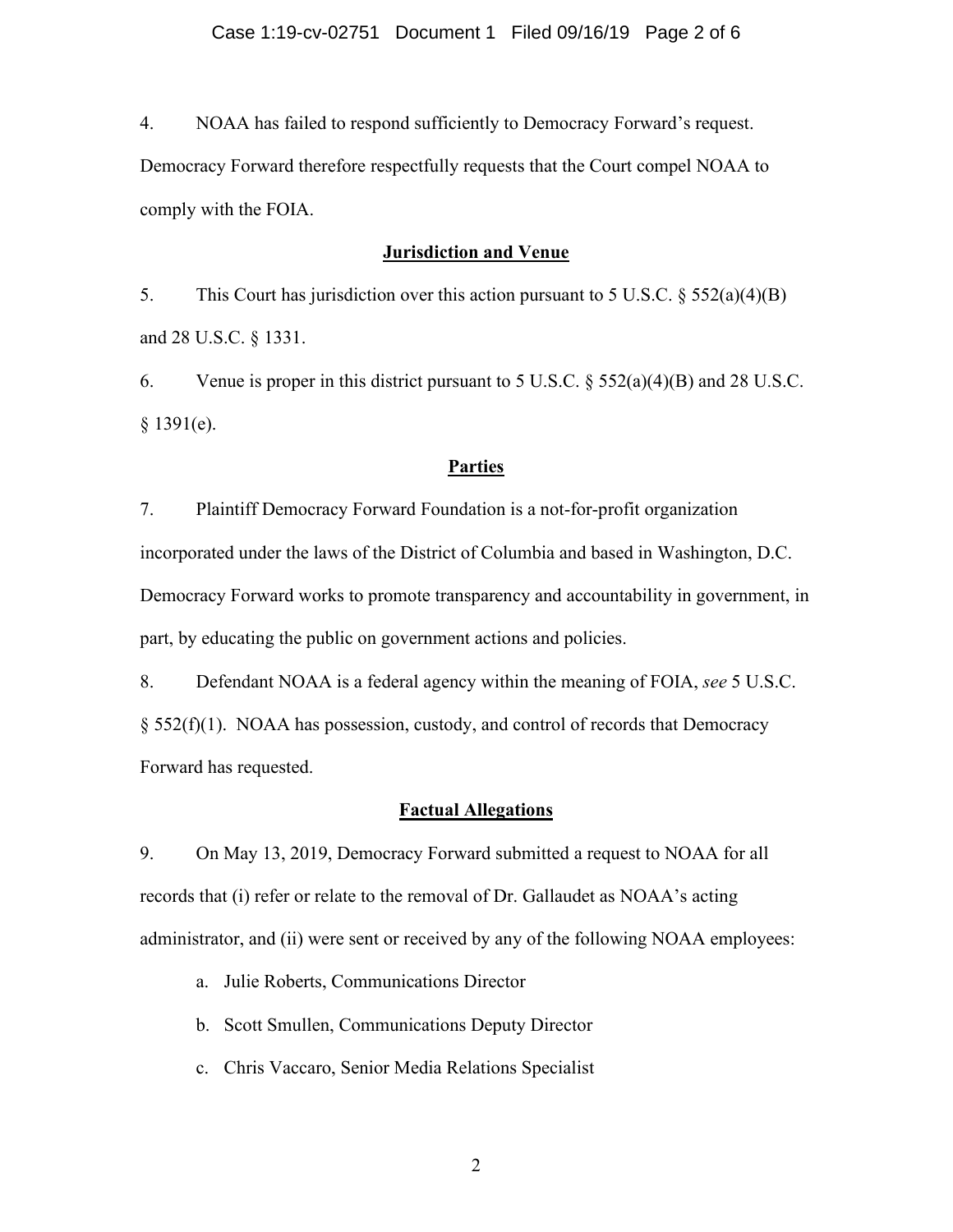4. NOAA has failed to respond sufficiently to Democracy Forward's request. Democracy Forward therefore respectfully requests that the Court compel NOAA to comply with the FOIA.

## Jurisdiction and Venue

5. This Court has jurisdiction over this action pursuant to 5 U.S.C. § 552(a)(4)(B) and 28 U.S.C. § 1331.

6. Venue is proper in this district pursuant to 5 U.S.C. § 552(a)(4)(B) and 28 U.S.C. § 1391(e).

## Parties

7. Plaintiff Democracy Forward Foundation is a not-for-profit organization incorporated under the laws of the District of Columbia and based in Washington, D.C. Democracy Forward works to promote transparency and accountability in government, in part, by educating the public on government actions and policies.

8. Defendant NOAA is a federal agency within the meaning of FOIA, *see* 5 U.S.C. § 552(f)(1). NOAA has possession, custody, and control of records that Democracy Forward has requested.

## Factual Allegations

9. On May 13, 2019, Democracy Forward submitted a request to NOAA for all records that (i) refer or relate to the removal of Dr. Gallaudet as NOAA's acting administrator, and (ii) were sent or received by any of the following NOAA employees:

a. Julie Roberts, Communications Director

b. Scott Smullen, Communications Deputy Director

c. Chris Vaccaro, Senior Media Relations Specialist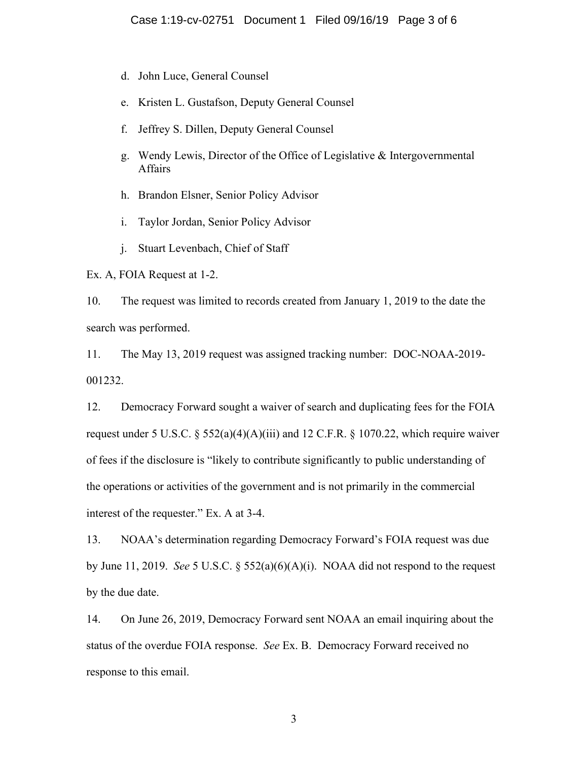d. John Luce, General Counsel

e. Kristen L. Gustafson, Deputy General Counsel

f. Jeffrey S. Dillen, Deputy General Counsel

g. Wendy Lewis, Director of the Office of Legislative & Intergovernmental Affairs

h. Brandon Elsner, Senior Policy Advisor

i. Taylor Jordan, Senior Policy Advisor

j. Stuart Levenbach, Chief of Staff

Ex. A, FOIA Request at 1-2.

10. The request was limited to records created from January 1, 2019 to the date the search was performed.

11. The May 13, 2019 request was assigned tracking number: DOC-NOAA-2019-001232.

12. Democracy Forward sought a waiver of search and duplicating fees for the FOIA request under 5 U.S.C. § 552(a)(4)(A)(iii) and 12 C.F.R. § 1070.22, which require waiver of fees if the disclosure is "likely to contribute significantly to public understanding of the operations or activities of the government and is not primarily in the commercial interest of the requester." Ex. A at 3-4.

13. NOAA's determination regarding Democracy Forward's FOIA request was due by June 11, 2019. *See* 5 U.S.C. § 552(a)(6)(A)(i). NOAA did not respond to the request by the due date.

14. On June 26, 2019, Democracy Forward sent NOAA an email inquiring about the status of the overdue FOIA response. *See* Ex. B. Democracy Forward received no response to this email.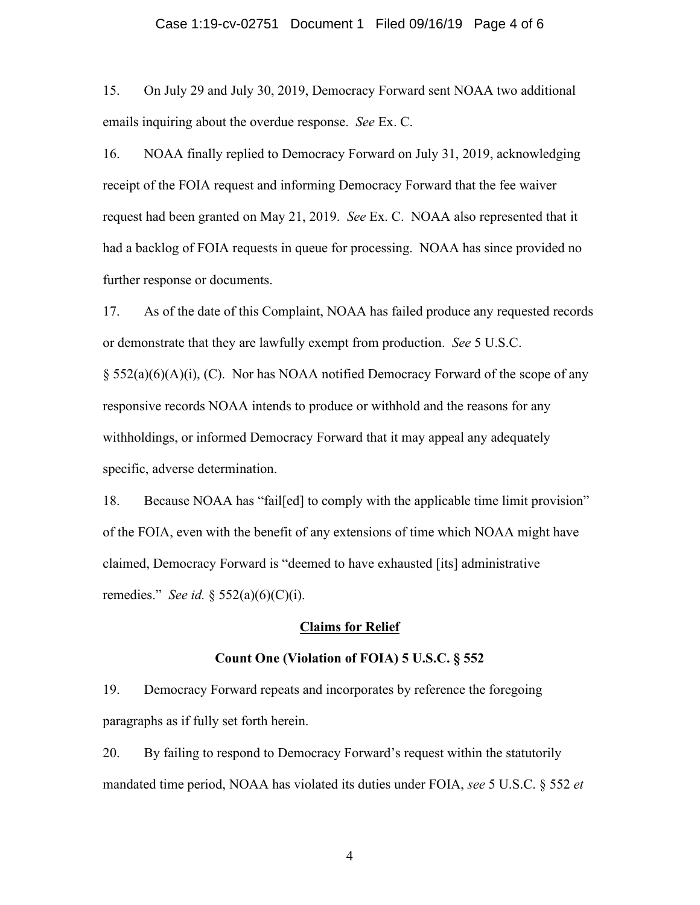15. On July 29 and July 30, 2019, Democracy Forward sent NOAA two additional emails inquiring about the overdue response. *See* Ex. C.

16. NOAA finally replied to Democracy Forward on July 31, 2019, acknowledging receipt of the FOIA request and informing Democracy Forward that the fee waiver request had been granted on May 21, 2019. *See* Ex. C. NOAA also represented that it had a backlog of FOIA requests in queue for processing. NOAA has since provided no further response or documents.

17. As of the date of this Complaint, NOAA has failed produce any requested records or demonstrate that they are lawfully exempt from production. *See* 5 U.S.C. § 552(a)(6)(A)(i), (C). Nor has NOAA notified Democracy Forward of the scope of any responsive records NOAA intends to produce or withhold and the reasons for any withholdings, or informed Democracy Forward that it may appeal any adequately specific, adverse determination.

18. Because NOAA has "fail[ed] to comply with the applicable time limit provision" of the FOIA, even with the benefit of any extensions of time which NOAA might have claimed, Democracy Forward is "deemed to have exhausted [its] administrative remedies." *See id.* § 552(a)(6)(C)(i).

## Claims for Relief

### Count One (Violation of FOIA) 5 U.S.C. § 552

19. Democracy Forward repeats and incorporates by reference the foregoing paragraphs as if fully set forth herein.

20. By failing to respond to Democracy Forward's request within the statutorily mandated time period, NOAA has violated its duties under FOIA, *see* 5 U.S.C. § 552 *et*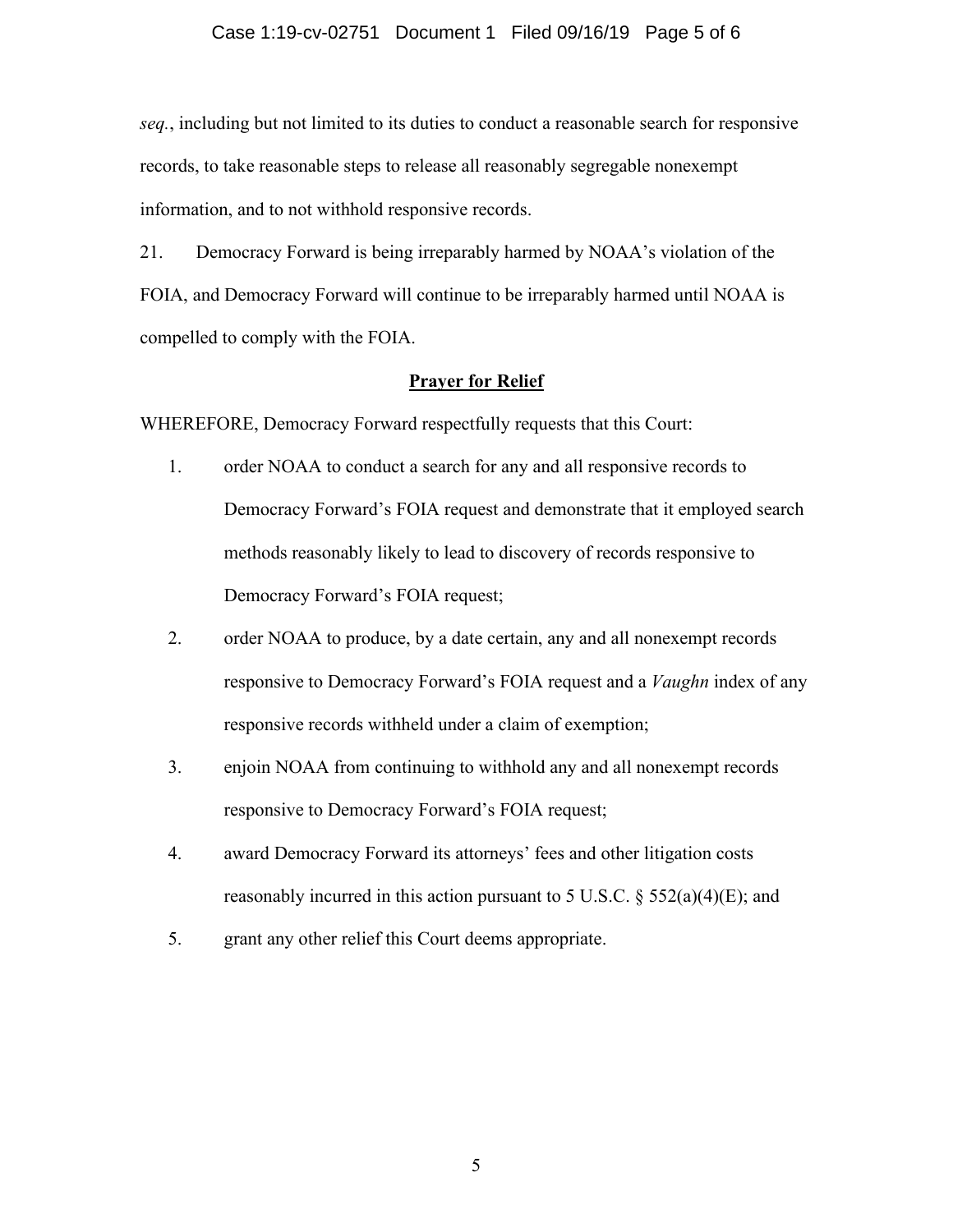*seq.*, including but not limited to its duties to conduct a reasonable search for responsive records, to take reasonable steps to release all reasonably segregable nonexempt information, and to not withhold responsive records.

21. Democracy Forward is being irreparably harmed by NOAA's violation of the FOIA, and Democracy Forward will continue to be irreparably harmed until NOAA is compelled to comply with the FOIA.

**Prayer for Relief**

WHEREFORE, Democracy Forward respectfully requests that this Court:

1. order NOAA to conduct a search for any and all responsive records to Democracy Forward's FOIA request and demonstrate that it employed search methods reasonably likely to lead to discovery of records responsive to Democracy Forward's FOIA request;
2. order NOAA to produce, by a date certain, any and all nonexempt records responsive to Democracy Forward's FOIA request and a *Vaughn* index of any responsive records withheld under a claim of exemption;
3. enjoin NOAA from continuing to withhold any and all nonexempt records responsive to Democracy Forward's FOIA request;
4. award Democracy Forward its attorneys' fees and other litigation costs reasonably incurred in this action pursuant to 5 U.S.C. § 552(a)(4)(E); and
5. grant any other relief this Court deems appropriate.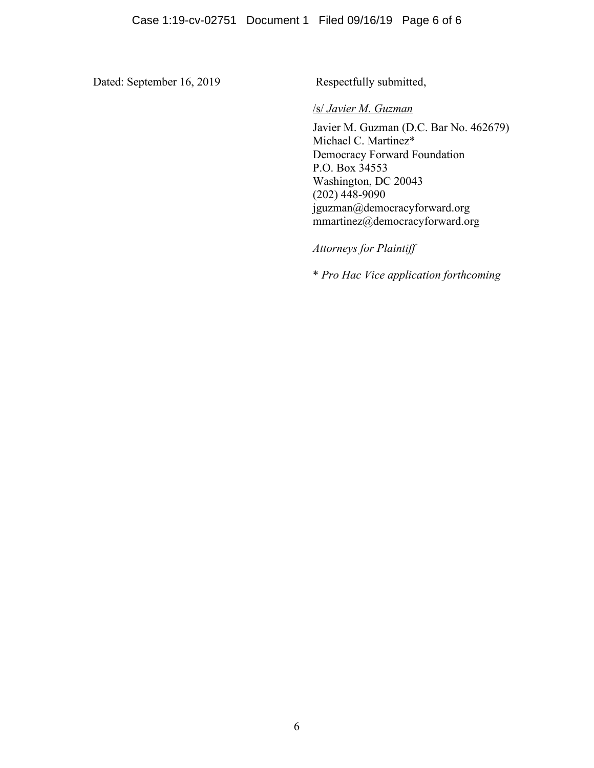Dated: September 16, 2019

Respectfully submitted,

/s/ *Javier M. Guzman*

Javier M. Guzman (D.C. Bar No. 462679)
Michael C. Martinez*
Democracy Forward Foundation
P.O. Box 34553
Washington, DC 20043
(202) 448-9090
jguzman@democracyforward.org
mmartinez@democracyforward.org

*Attorneys for Plaintiff*

\* *Pro Hac Vice application forthcoming*